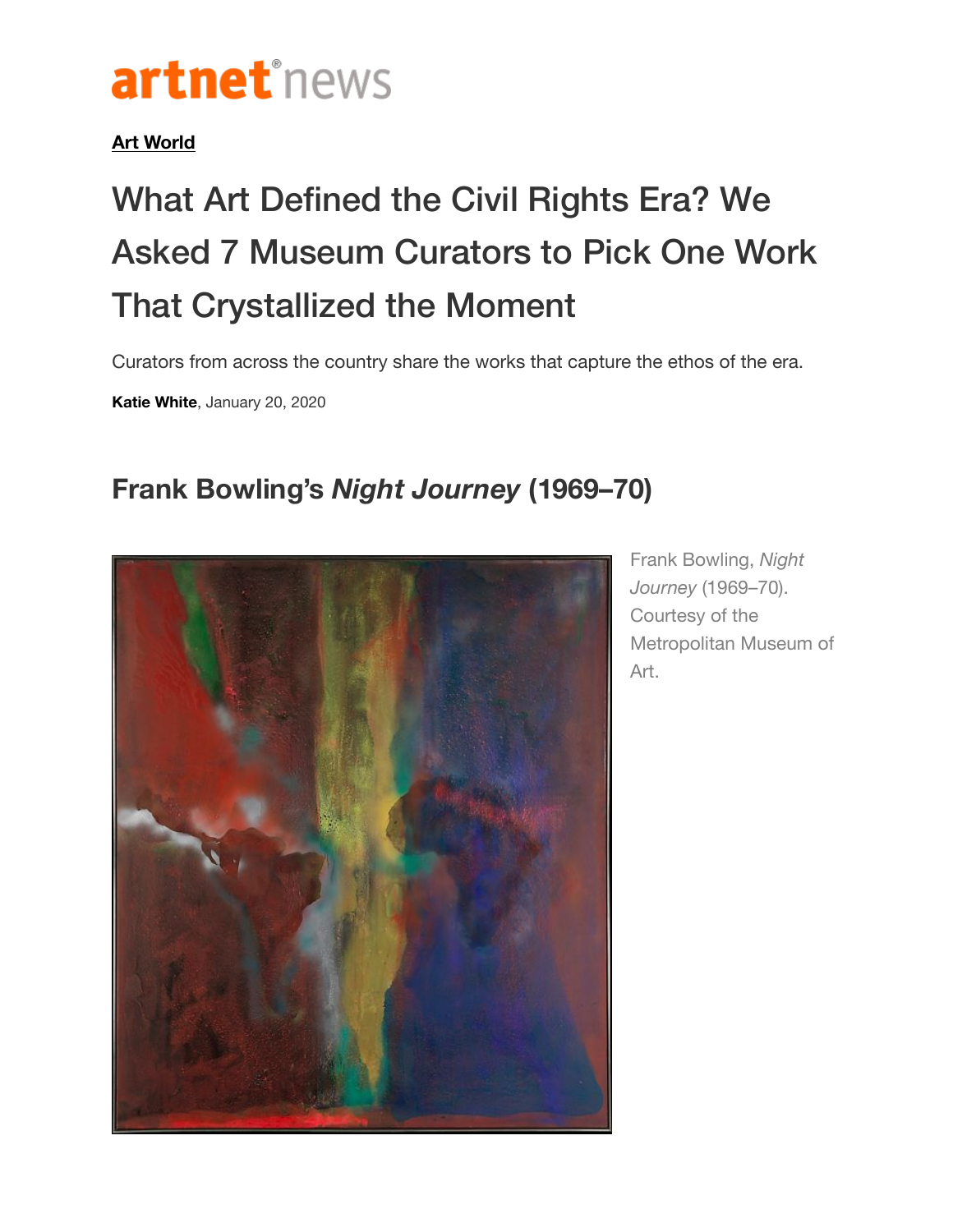artnet news

**Art World**

# What Art Defined the Civil Rights Era? We Asked 7 Museum Curators to Pick One Work That Crystallized the Moment

Curators from across the country share the works that capture the ethos of the era.

**Katie White**, January 20, 2020

## Frank Bowling's *Night Journey* (1969–70)

Frank Bowling, *Night Journey* (1969–70). Courtesy of the Metropolitan Museum of Art.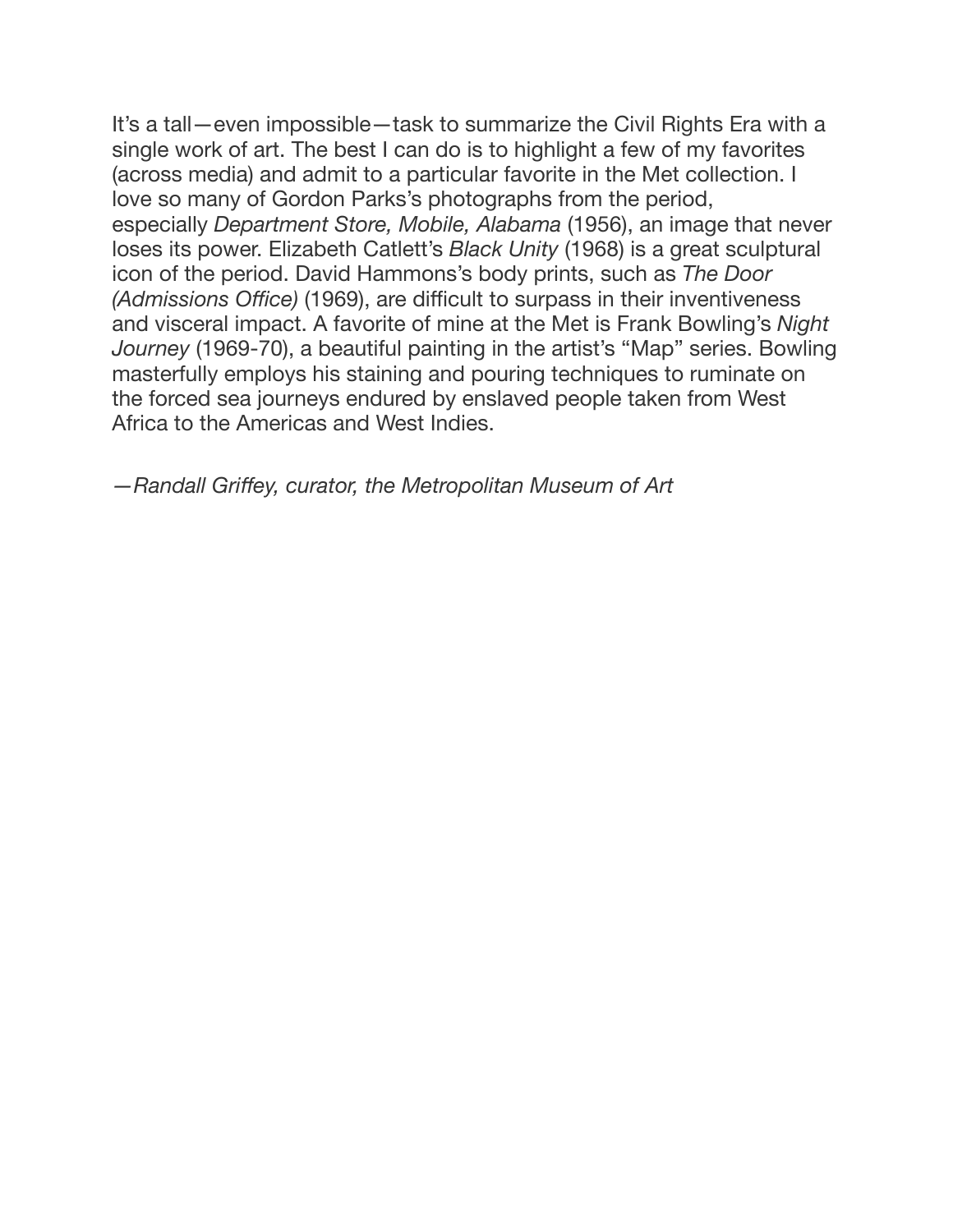It's a tall—even impossible—task to summarize the Civil Rights Era with a single work of art. The best I can do is to highlight a few of my favorites (across media) and admit to a particular favorite in the Met collection. I love so many of Gordon Parks's photographs from the period, especially *Department Store, Mobile, Alabama* (1956), an image that never loses its power. Elizabeth Catlett's *Black Unity* (1968) is a great sculptural icon of the period. David Hammons's body prints, such as *The Door (Admissions Office)* (1969), are difficult to surpass in their inventiveness and visceral impact. A favorite of mine at the Met is Frank Bowling's *Night Journey* (1969-70), a beautiful painting in the artist's "Map" series. Bowling masterfully employs his staining and pouring techniques to ruminate on the forced sea journeys endured by enslaved people taken from West Africa to the Americas and West Indies.

*—Randall Griffey, curator, the Metropolitan Museum of Art*